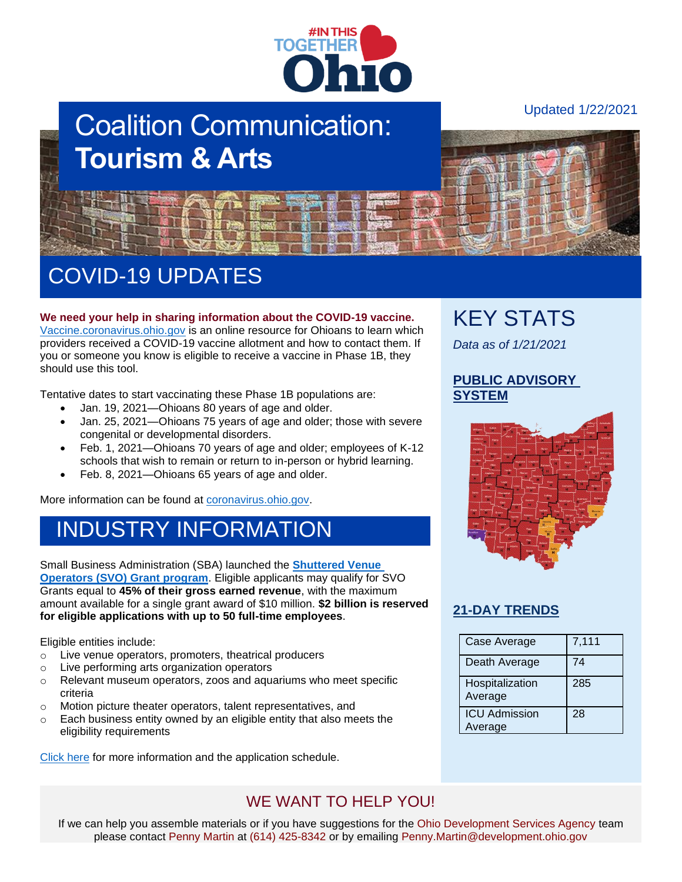Updated 1/22/2021

# Coalition Communication: **Tourism & Arts**

## COVID-19 UPDATES

**We need your help in sharing information about the COVID-19 vaccine.** Vaccine.coronavirus.ohio.gov is an online resource for Ohioans to learn which providers received a COVID-19 vaccine allotment and how to contact them. If you or someone you know is eligible to receive a vaccine in Phase 1B, they should use this tool.

Tentative dates to start vaccinating these Phase 1B populations are:

- Jan. 19, 2021—Ohioans 80 years of age and older.
- Jan. 25, 2021—Ohioans 75 years of age and older; those with severe congenital or developmental disorders.
- Feb. 1, 2021—Ohioans 70 years of age and older; employees of K-12 schools that wish to remain or return to in-person or hybrid learning.
- Feb. 8, 2021—Ohioans 65 years of age and older.

More information can be found at coronavirus.ohio.gov.

## INDUSTRY INFORMATION

Small Business Administration (SBA) launched the **Shuttered Venue Operators (SVO) Grant program**. Eligible applicants may qualify for SVO Grants equal to **45% of their gross earned revenue**, with the maximum amount available for a single grant award of $10 million. **$2 billion is reserved for eligible applications with up to 50 full-time employees**.

Eligible entities include:

- Live venue operators, promoters, theatrical producers
- Live performing arts organization operators
- Relevant museum operators, zoos and aquariums who meet specific criteria
- Motion picture theater operators, talent representatives, and
- Each business entity owned by an eligible entity that also meets the eligibility requirements

Click here for more information and the application schedule.

## KEY STATS

*Data as of 1/21/2021*

### PUBLIC ADVISORY SYSTEM

### 21-DAY TRENDS

| Case Average | 7,111 |
|---|---|
| Death Average | 74 |
| Hospitalization Average | 285 |
| ICU Admission Average | 28 |

## WE WANT TO HELP YOU!

If we can help you assemble materials or if you have suggestions for the Ohio Development Services Agency team please contact Penny Martin at (614) 425-8342 or by emailing Penny.Martin@development.ohio.gov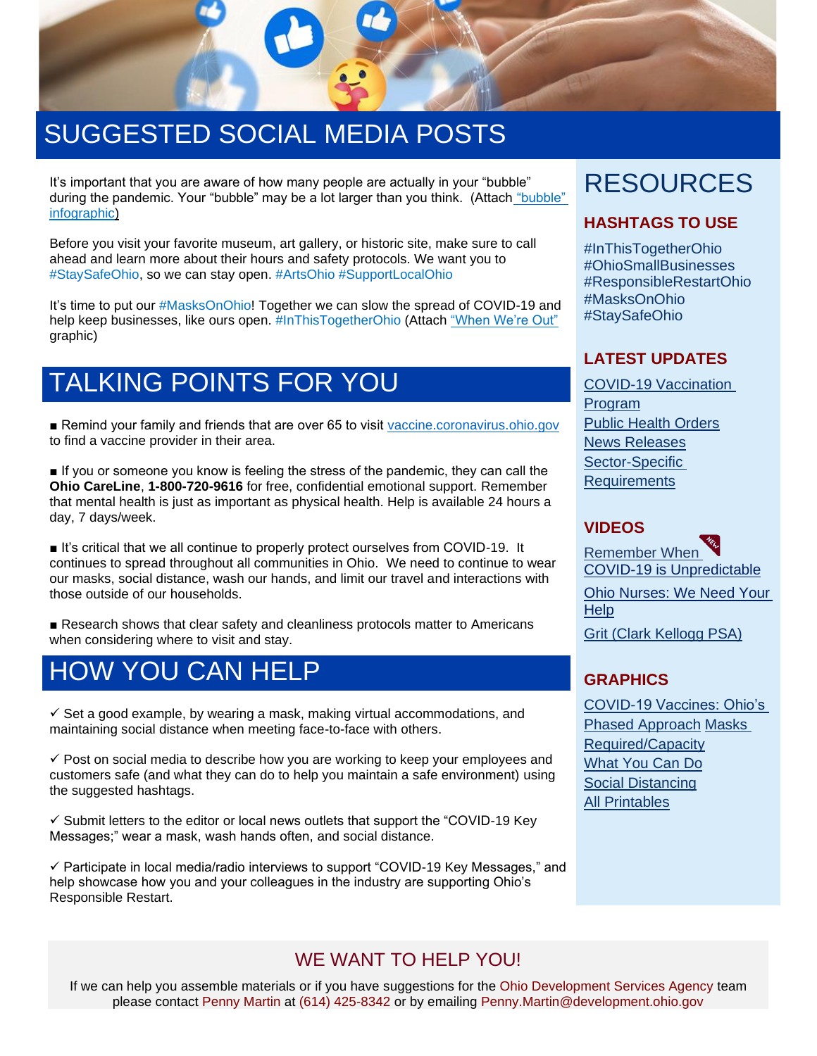# SUGGESTED SOCIAL MEDIA POSTS

It's important that you are aware of how many people are actually in your "bubble" during the pandemic. Your "bubble" may be a lot larger than you think. (Attach "bubble" infographic)

Before you visit your favorite museum, art gallery, or historic site, make sure to call ahead and learn more about their hours and safety protocols. We want you to #StaySafeOhio, so we can stay open. #ArtsOhio #SupportLocalOhio

It's time to put our #MasksOnOhio! Together we can slow the spread of COVID-19 and help keep businesses, like ours open. #InThisTogetherOhio (Attach "When We're Out" graphic)

# TALKING POINTS FOR YOU

■ Remind your family and friends that are over 65 to visit vaccine.coronavirus.ohio.gov to find a vaccine provider in their area.

■ If you or someone you know is feeling the stress of the pandemic, they can call the **Ohio CareLine**, **1-800-720-9616** for free, confidential emotional support. Remember that mental health is just as important as physical health. Help is available 24 hours a day, 7 days/week.

■ It's critical that we all continue to properly protect ourselves from COVID-19. It continues to spread throughout all communities in Ohio. We need to continue to wear our masks, social distance, wash our hands, and limit our travel and interactions with those outside of our households.

■ Research shows that clear safety and cleanliness protocols matter to Americans when considering where to visit and stay.

# HOW YOU CAN HELP

✓ Set a good example, by wearing a mask, making virtual accommodations, and maintaining social distance when meeting face-to-face with others.

✓ Post on social media to describe how you are working to keep your employees and customers safe (and what they can do to help you maintain a safe environment) using the suggested hashtags.

✓ Submit letters to the editor or local news outlets that support the "COVID-19 Key Messages;" wear a mask, wash hands often, and social distance.

✓ Participate in local media/radio interviews to support "COVID-19 Key Messages," and help showcase how you and your colleagues in the industry are supporting Ohio's Responsible Restart.

# RESOURCES

## HASHTAGS TO USE

#InThisTogetherOhio
#OhioSmallBusinesses
#ResponsibleRestartOhio
#MasksOnOhio
#StaySafeOhio

## LATEST UPDATES

COVID-19 Vaccination Program
Public Health Orders
News Releases
Sector-Specific Requirements

## VIDEOS

Remember When (NEW)
COVID-19 is Unpredictable
Ohio Nurses: We Need Your Help
Grit (Clark Kellogg PSA)

## GRAPHICS

COVID-19 Vaccines: Ohio's Phased Approach
Masks Required/Capacity
What You Can Do
Social Distancing
All Printables

## WE WANT TO HELP YOU!

If we can help you assemble materials or if you have suggestions for the Ohio Development Services Agency team please contact Penny Martin at (614) 425-8342 or by emailing Penny.Martin@development.ohio.gov